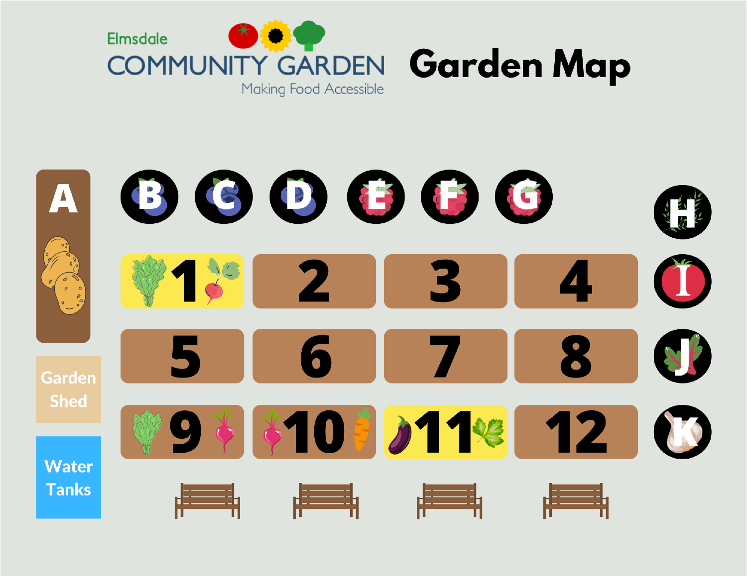Elmsdale

# COMMUNITY GARDEN

Making Food Accessible

# Garden Map

A

B C D E F G

H

| 1 | 2 | 3 | 4 |
|---|---|---|---|
| 5 | 6 | 7 | 8 |
| 9 | 10 | 11 | 12 |

I

J

K

Garden Shed

Water Tanks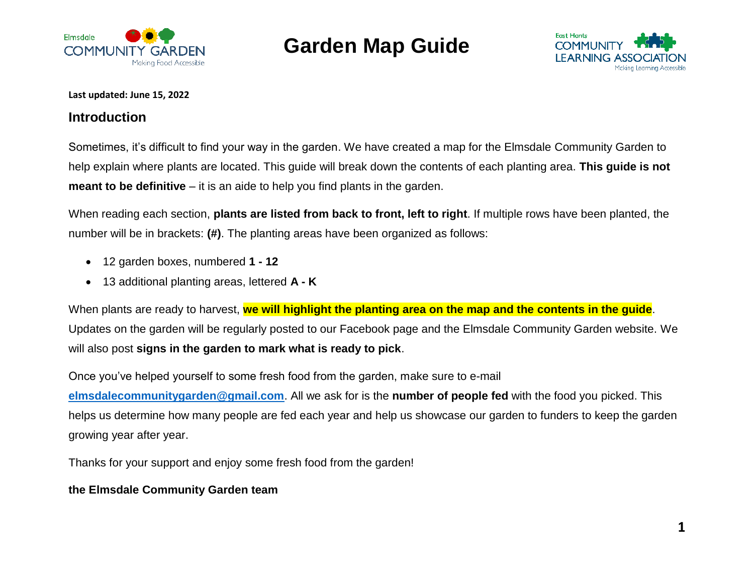# Garden Map Guide

**Last updated: June 15, 2022**

## Introduction

Sometimes, it's difficult to find your way in the garden. We have created a map for the Elmsdale Community Garden to help explain where plants are located. This guide will break down the contents of each planting area. **This guide is not meant to be definitive** – it is an aide to help you find plants in the garden.

When reading each section, **plants are listed from back to front, left to right**. If multiple rows have been planted, the number will be in brackets: **(#)**. The planting areas have been organized as follows:

- 12 garden boxes, numbered **1 - 12**
- 13 additional planting areas, lettered **A - K**

When plants are ready to harvest, **we will highlight the planting area on the map and the contents in the guide**. Updates on the garden will be regularly posted to our Facebook page and the Elmsdale Community Garden website. We will also post **signs in the garden to mark what is ready to pick**.

Once you've helped yourself to some fresh food from the garden, make sure to e-mail **elmsdalecommunitygarden@gmail.com**. All we ask for is the **number of people fed** with the food you picked. This helps us determine how many people are fed each year and help us showcase our garden to funders to keep the garden growing year after year.

Thanks for your support and enjoy some fresh food from the garden!

**the Elmsdale Community Garden team**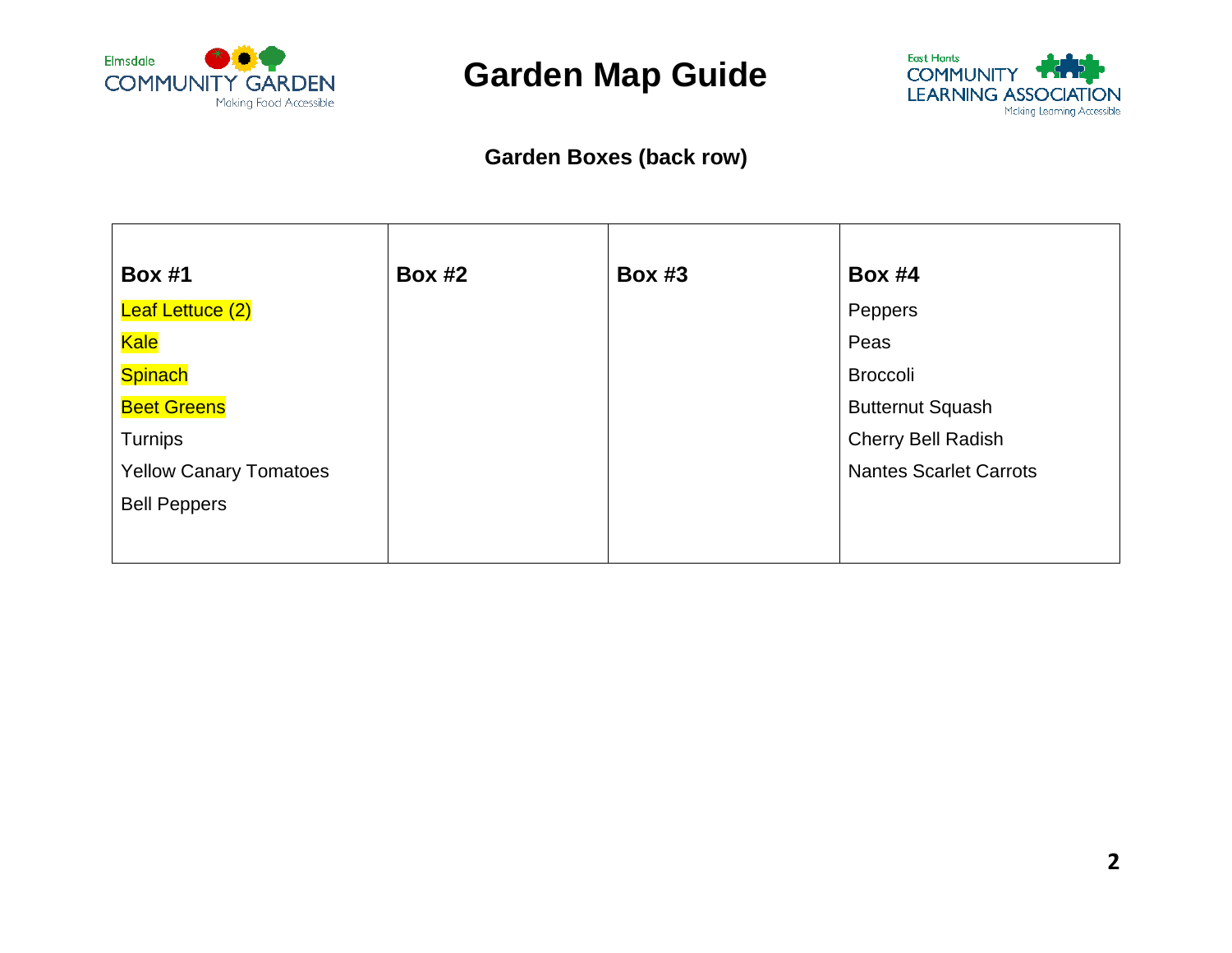# Garden Map Guide

## Garden Boxes (back row)

| **Box #1** | **Box #2** | **Box #3** | **Box #4** |
|---|---|---|---|
| Leaf Lettuce (2) | | | Peppers |
| Kale | | | Peas |
| Spinach | | | Broccoli |
| Beet Greens | | | Butternut Squash |
| Turnips | | | Cherry Bell Radish |
| Yellow Canary Tomatoes | | | Nantes Scarlet Carrots |
| Bell Peppers | | | |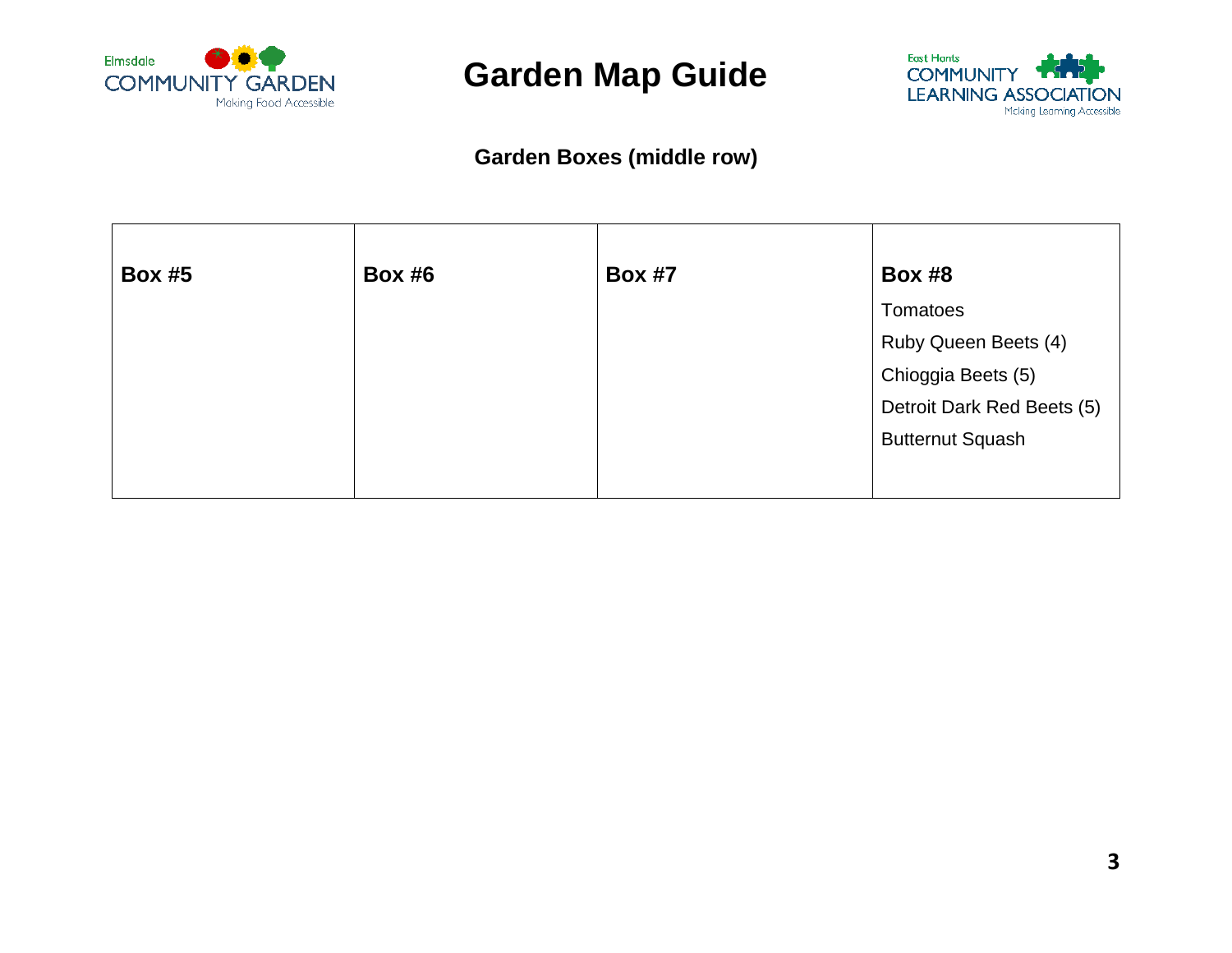# Garden Map Guide

## Garden Boxes (middle row)

| Box #5 | Box #6 | Box #7 | Box #8 |
|---|---|---|---|
| | | | Tomatoes<br>Ruby Queen Beets (4)<br>Chioggia Beets (5)<br>Detroit Dark Red Beets (5)<br>Butternut Squash |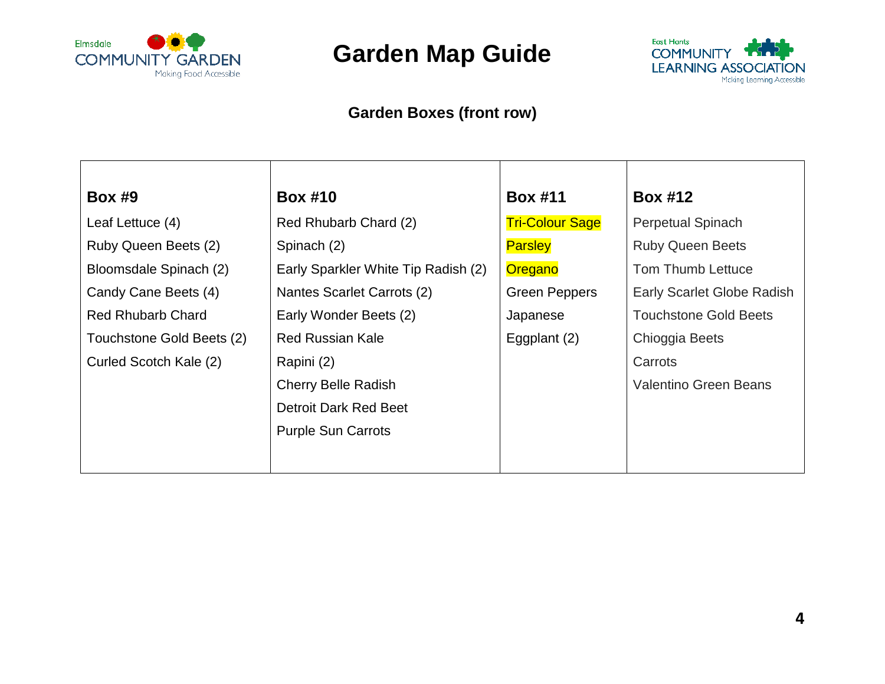# Garden Map Guide

## Garden Boxes (front row)

| Box #9 | Box #10 | Box #11 | Box #12 |
|---|---|---|---|
| Leaf Lettuce (4) | Red Rhubarb Chard (2) | Tri-Colour Sage | Perpetual Spinach |
| Ruby Queen Beets (2) | Spinach (2) | Parsley | Ruby Queen Beets |
| Bloomsdale Spinach (2) | Early Sparkler White Tip Radish (2) | Oregano | Tom Thumb Lettuce |
| Candy Cane Beets (4) | Nantes Scarlet Carrots (2) | Green Peppers | Early Scarlet Globe Radish |
| Red Rhubarb Chard | Early Wonder Beets (2) | Japanese | Touchstone Gold Beets |
| Touchstone Gold Beets (2) | Red Russian Kale | Eggplant (2) | Chioggia Beets |
| Curled Scotch Kale (2) | Rapini (2) | | Carrots |
| | Cherry Belle Radish | | Valentino Green Beans |
| | Detroit Dark Red Beet | | |
| | Purple Sun Carrots | | |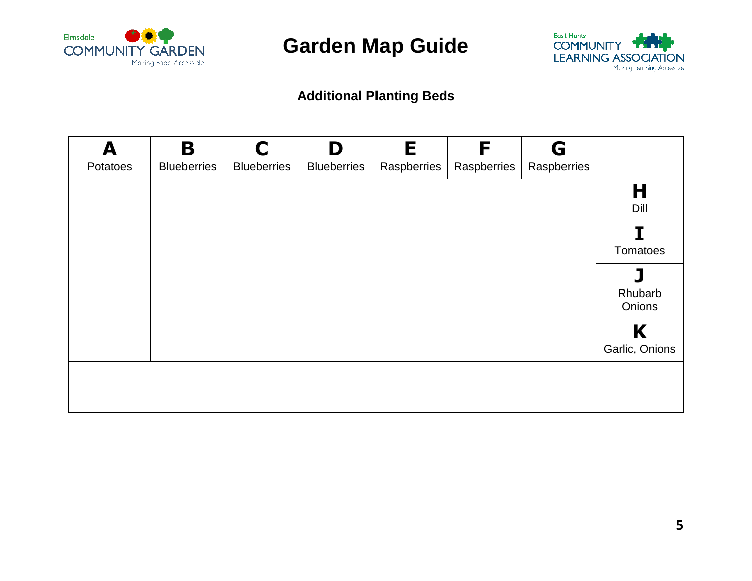# Garden Map Guide

## Additional Planting Beds

| | | | | | | | |
|---|---|---|---|---|---|---|---|
| **A** Potatoes | **B** Blueberries | **C** Blueberries | **D** Blueberries | **E** Raspberries | **F** Raspberries | **G** Raspberries | |
| | | | | | | | **H** Dill |
| | | | | | | | **I** Tomatoes |
| | | | | | | | **J** Rhubarb Onions |
| | | | | | | | **K** Garlic, Onions |
| | | | | | | | |